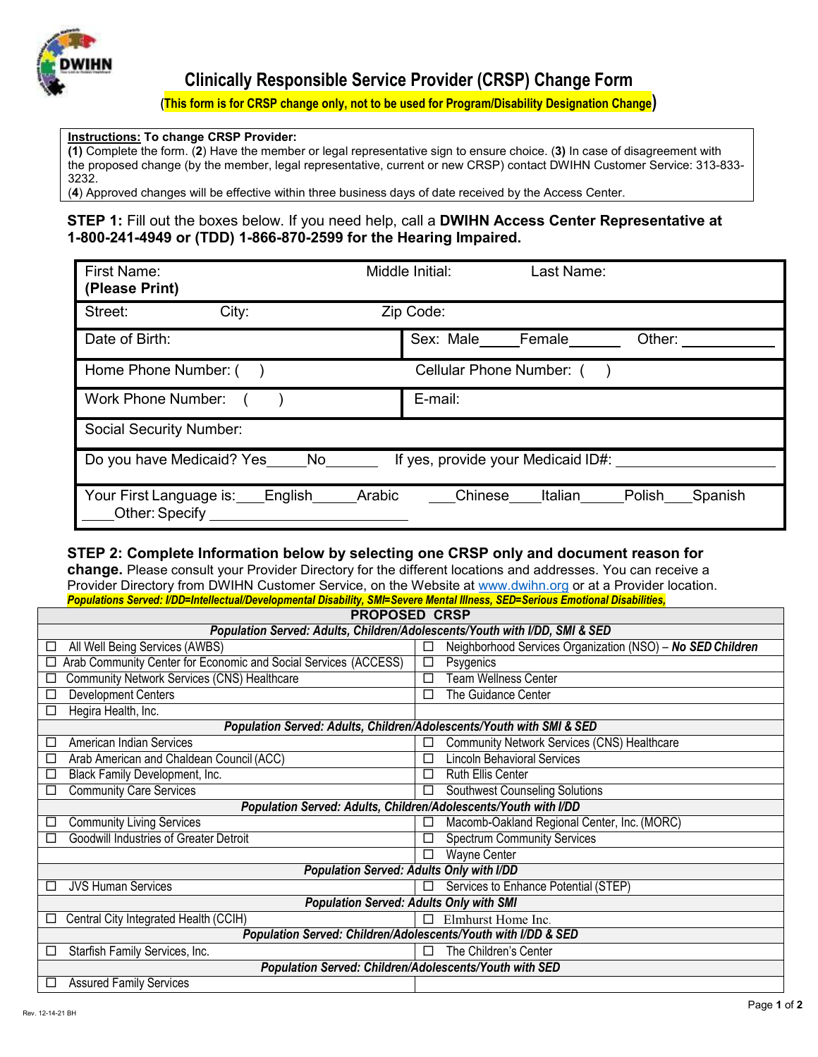# Clinically Responsible Service Provider (CRSP) Change Form

(**This form is for CRSP change only, not to be used for Program/Disability Designation Change**)

**Instructions:** **To change CRSP Provider:**
**(1)** Complete the form. (**2**) Have the member or legal representative sign to ensure choice. (**3**) In case of disagreement with the proposed change (by the member, legal representative, current or new CRSP) contact DWIHN Customer Service: 313-833-3232.
(**4**) Approved changes will be effective within three business days of date received by the Access Center.

**STEP 1:** Fill out the boxes below. If you need help, call a **DWIHN Access Center Representative at 1-800-241-4949 or (TDD) 1-866-870-2599 for the Hearing Impaired.**

| | | |
|---|---|---|
| First Name: **(Please Print)** | Middle Initial: | Last Name: |
| Street: City: | Zip Code: | |
| Date of Birth: | Sex: Male_____ Female_______ Other: ___________ | |
| Home Phone Number: (   ) | Cellular Phone Number: (   ) | |
| Work Phone Number: (   ) | E-mail: | |
| Social Security Number: | | |
| Do you have Medicaid? Yes_____ No_______ | If yes, provide your Medicaid ID#: ___________________ | |
| Your First Language is: ___English ______Arabic ___Chinese ___Italian _____Polish ___Spanish ____Other: Specify ________________________ | | |

**STEP 2: Complete Information below by selecting one CRSP only and document reason for change.** Please consult your Provider Directory for the different locations and addresses. You can receive a Provider Directory from DWIHN Customer Service, on the Website at www.dwihn.org or at a Provider location.

***Populations Served: I/DD=Intellectual/Developmental Disability, SMI=Severe Mental Illness, SED=Serious Emotional Disabilities,***

| **PROPOSED CRSP** | |
|---|---|
| ***Population Served: Adults, Children/Adolescents/Youth with I/DD, SMI & SED*** | |
| ☐ All Well Being Services (AWBS) | ☐ Neighborhood Services Organization (NSO) – ***No SED Children*** |
| ☐ Arab Community Center for Economic and Social Services (ACCESS) | ☐ Psygenics |
| ☐ Community Network Services (CNS) Healthcare | ☐ Team Wellness Center |
| ☐ Development Centers | ☐ The Guidance Center |
| ☐ Hegira Health, Inc. | |
| ***Population Served: Adults, Children/Adolescents/Youth with SMI & SED*** | |
| ☐ American Indian Services | ☐ Community Network Services (CNS) Healthcare |
| ☐ Arab American and Chaldean Council (ACC) | ☐ Lincoln Behavioral Services |
| ☐ Black Family Development, Inc. | ☐ Ruth Ellis Center |
| ☐ Community Care Services | ☐ Southwest Counseling Solutions |
| ***Population Served: Adults, Children/Adolescents/Youth with I/DD*** | |
| ☐ Community Living Services | ☐ Macomb-Oakland Regional Center, Inc. (MORC) |
| ☐ Goodwill Industries of Greater Detroit | ☐ Spectrum Community Services |
| | ☐ Wayne Center |
| ***Population Served: Adults Only with I/DD*** | |
| ☐ JVS Human Services | ☐ Services to Enhance Potential (STEP) |
| ***Population Served: Adults Only with SMI*** | |
| ☐ Central City Integrated Health (CCIH) | ☐ Elmhurst Home Inc. |
| ***Population Served: Children/Adolescents/Youth with I/DD & SED*** | |
| ☐ Starfish Family Services, Inc. | ☐ The Children's Center |
| ***Population Served: Children/Adolescents/Youth with SED*** | |
| ☐ Assured Family Services | |

Rev. 12-14-21 BH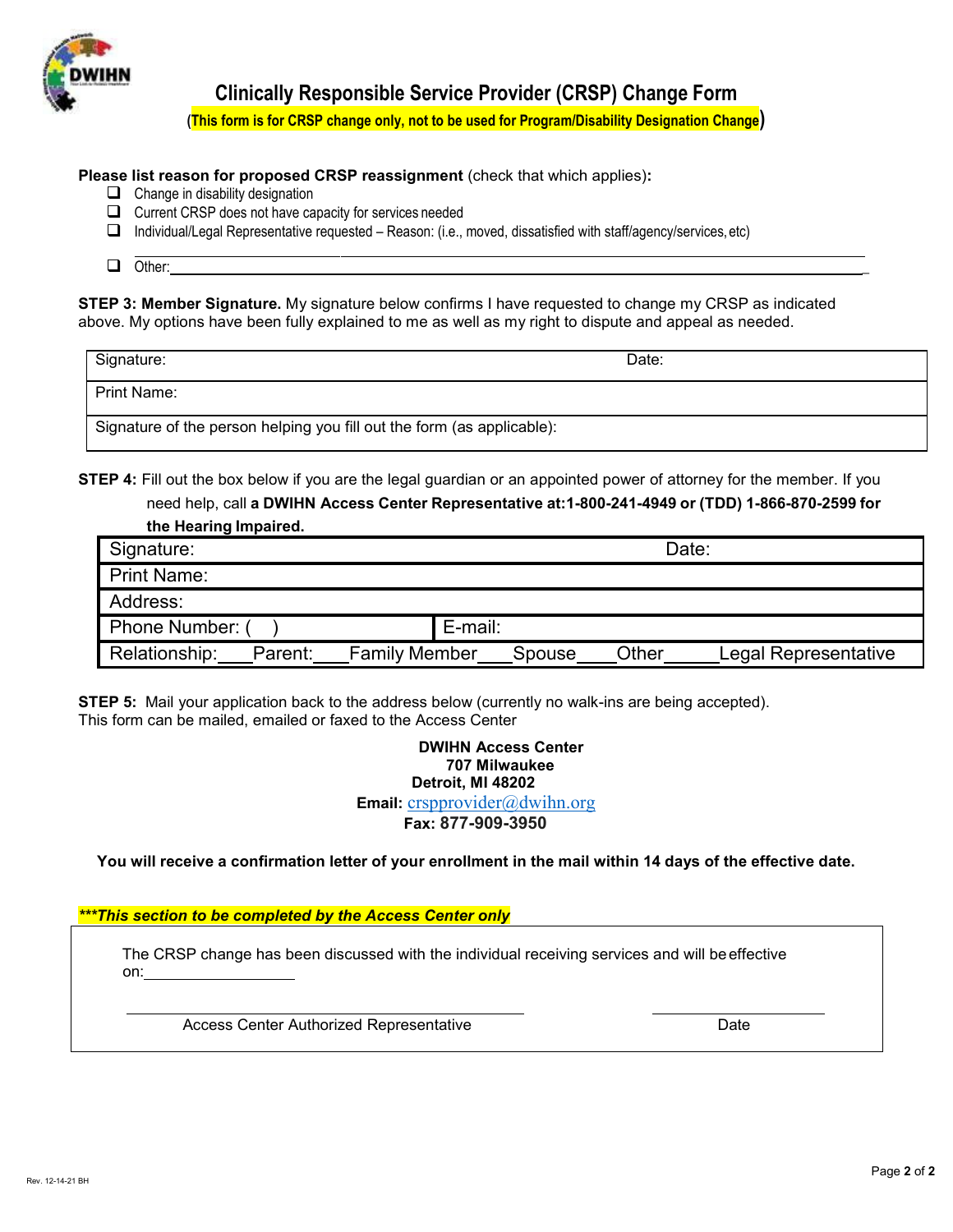# Clinically Responsible Service Provider (CRSP) Change Form

(**This form is for CRSP change only, not to be used for Program/Disability Designation Change**)

**Please list reason for proposed CRSP reassignment** (check that which applies)**:**

- ☐ Change in disability designation
- ☐ Current CRSP does not have capacity for services needed
- ☐ Individual/Legal Representative requested – Reason: (i.e., moved, dissatisfied with staff/agency/services, etc)
  ____________________________________________________________
- ☐ Other: ____________________________________________________________

**STEP 3: Member Signature.** My signature below confirms I have requested to change my CRSP as indicated above. My options have been fully explained to me as well as my right to dispute and appeal as needed.

| | |
|---|---|
| Signature: | Date: |
| Print Name: | |
| Signature of the person helping you fill out the form (as applicable): | |

**STEP 4:** Fill out the box below if you are the legal guardian or an appointed power of attorney for the member. If you need help, call **a DWIHN Access Center Representative at:1-800-241-4949 or (TDD) 1-866-870-2599 for the Hearing Impaired.**

| | |
|---|---|
| Signature: | Date: |
| Print Name: | |
| Address: | |
| Phone Number: (    ) | E-mail: |
| Relationship:___Parent:___Family Member___Spouse___Other_____Legal Representative | |

**STEP 5:** Mail your application back to the address below (currently no walk-ins are being accepted). This form can be mailed, emailed or faxed to the Access Center

**DWIHN Access Center**
**707 Milwaukee**
**Detroit, MI 48202**
**Email:** crspprovider@dwihn.org
**Fax: 877-909-3950**

**You will receive a confirmation letter of your enrollment in the mail within 14 days of the effective date.**

***\*\*\*This section to be completed by the Access Center only***

The CRSP change has been discussed with the individual receiving services and will be effective on: ____________________

____________________________________ Access Center Authorized Representative

____________________ Date

Rev. 12-14-21 BH